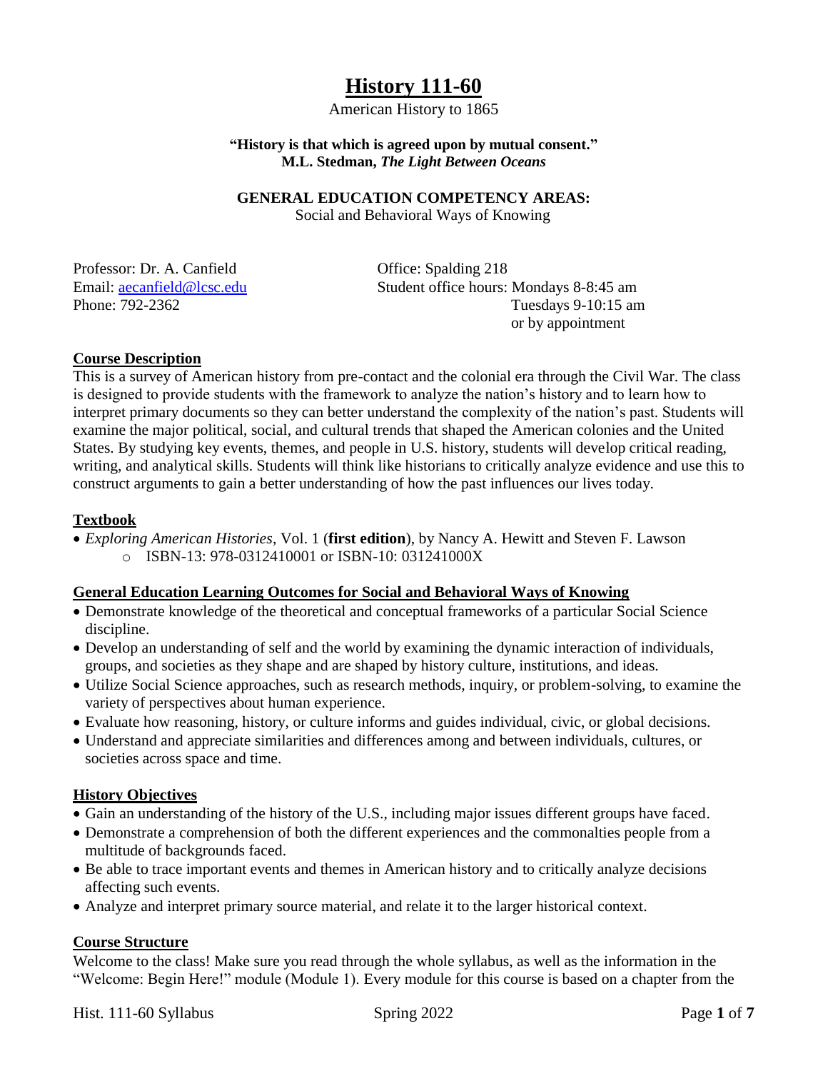# History 111-60

American History to 1865

**"History is that which is agreed upon by mutual consent."**
**M.L. Stedman, *The Light Between Oceans***

**GENERAL EDUCATION COMPETENCY AREAS:**
Social and Behavioral Ways of Knowing

Professor: Dr. A. Canfield
Email: aecanfield@lcsc.edu
Phone: 792-2362

Office: Spalding 218
Student office hours: Mondays 8-8:45 am
Tuesdays 9-10:15 am
or by appointment

## Course Description

This is a survey of American history from pre-contact and the colonial era through the Civil War. The class is designed to provide students with the framework to analyze the nation's history and to learn how to interpret primary documents so they can better understand the complexity of the nation's past. Students will examine the major political, social, and cultural trends that shaped the American colonies and the United States. By studying key events, themes, and people in U.S. history, students will develop critical reading, writing, and analytical skills. Students will think like historians to critically analyze evidence and use this to construct arguments to gain a better understanding of how the past influences our lives today.

## Textbook

- *Exploring American Histories*, Vol. 1 (**first edition**), by Nancy A. Hewitt and Steven F. Lawson
  - ISBN-13: 978-0312410001 or ISBN-10: 031241000X

## General Education Learning Outcomes for Social and Behavioral Ways of Knowing

- Demonstrate knowledge of the theoretical and conceptual frameworks of a particular Social Science discipline.
- Develop an understanding of self and the world by examining the dynamic interaction of individuals, groups, and societies as they shape and are shaped by history culture, institutions, and ideas.
- Utilize Social Science approaches, such as research methods, inquiry, or problem-solving, to examine the variety of perspectives about human experience.
- Evaluate how reasoning, history, or culture informs and guides individual, civic, or global decisions.
- Understand and appreciate similarities and differences among and between individuals, cultures, or societies across space and time.

## History Objectives

- Gain an understanding of the history of the U.S., including major issues different groups have faced.
- Demonstrate a comprehension of both the different experiences and the commonalties people from a multitude of backgrounds faced.
- Be able to trace important events and themes in American history and to critically analyze decisions affecting such events.
- Analyze and interpret primary source material, and relate it to the larger historical context.

## Course Structure

Welcome to the class! Make sure you read through the whole syllabus, as well as the information in the "Welcome: Begin Here!" module (Module 1). Every module for this course is based on a chapter from the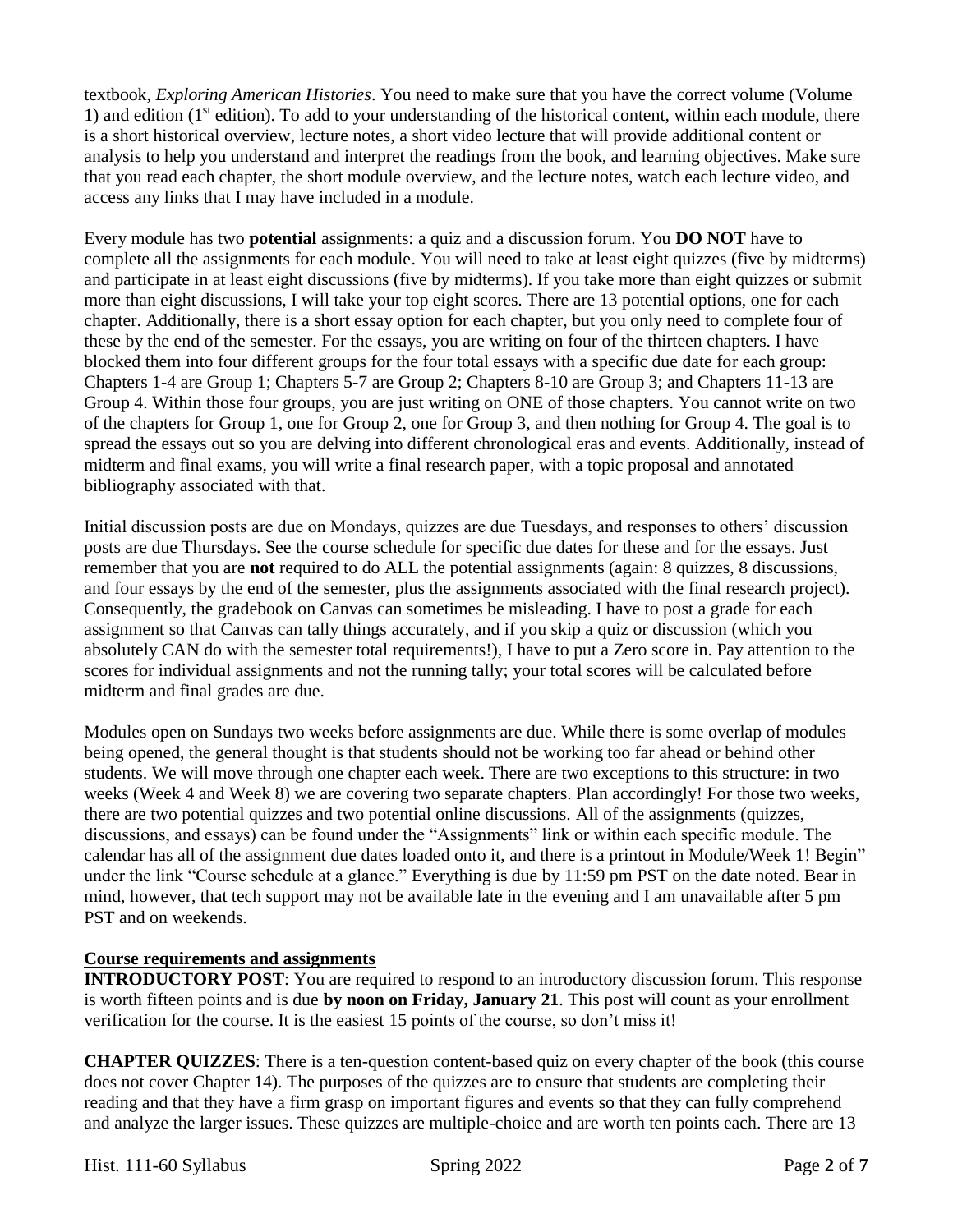textbook, *Exploring American Histories*. You need to make sure that you have the correct volume (Volume 1) and edition (1st edition). To add to your understanding of the historical content, within each module, there is a short historical overview, lecture notes, a short video lecture that will provide additional content or analysis to help you understand and interpret the readings from the book, and learning objectives. Make sure that you read each chapter, the short module overview, and the lecture notes, watch each lecture video, and access any links that I may have included in a module.

Every module has two **potential** assignments: a quiz and a discussion forum. You **DO NOT** have to complete all the assignments for each module. You will need to take at least eight quizzes (five by midterms) and participate in at least eight discussions (five by midterms). If you take more than eight quizzes or submit more than eight discussions, I will take your top eight scores. There are 13 potential options, one for each chapter. Additionally, there is a short essay option for each chapter, but you only need to complete four of these by the end of the semester. For the essays, you are writing on four of the thirteen chapters. I have blocked them into four different groups for the four total essays with a specific due date for each group: Chapters 1-4 are Group 1; Chapters 5-7 are Group 2; Chapters 8-10 are Group 3; and Chapters 11-13 are Group 4. Within those four groups, you are just writing on ONE of those chapters. You cannot write on two of the chapters for Group 1, one for Group 2, one for Group 3, and then nothing for Group 4. The goal is to spread the essays out so you are delving into different chronological eras and events. Additionally, instead of midterm and final exams, you will write a final research paper, with a topic proposal and annotated bibliography associated with that.

Initial discussion posts are due on Mondays, quizzes are due Tuesdays, and responses to others' discussion posts are due Thursdays. See the course schedule for specific due dates for these and for the essays. Just remember that you are **not** required to do ALL the potential assignments (again: 8 quizzes, 8 discussions, and four essays by the end of the semester, plus the assignments associated with the final research project). Consequently, the gradebook on Canvas can sometimes be misleading. I have to post a grade for each assignment so that Canvas can tally things accurately, and if you skip a quiz or discussion (which you absolutely CAN do with the semester total requirements!), I have to put a Zero score in. Pay attention to the scores for individual assignments and not the running tally; your total scores will be calculated before midterm and final grades are due.

Modules open on Sundays two weeks before assignments are due. While there is some overlap of modules being opened, the general thought is that students should not be working too far ahead or behind other students. We will move through one chapter each week. There are two exceptions to this structure: in two weeks (Week 4 and Week 8) we are covering two separate chapters. Plan accordingly! For those two weeks, there are two potential quizzes and two potential online discussions. All of the assignments (quizzes, discussions, and essays) can be found under the "Assignments" link or within each specific module. The calendar has all of the assignment due dates loaded onto it, and there is a printout in Module/Week 1! Begin" under the link "Course schedule at a glance." Everything is due by 11:59 pm PST on the date noted. Bear in mind, however, that tech support may not be available late in the evening and I am unavailable after 5 pm PST and on weekends.

## Course requirements and assignments

**INTRODUCTORY POST**: You are required to respond to an introductory discussion forum. This response is worth fifteen points and is due **by noon on Friday, January 21**. This post will count as your enrollment verification for the course. It is the easiest 15 points of the course, so don't miss it!

**CHAPTER QUIZZES**: There is a ten-question content-based quiz on every chapter of the book (this course does not cover Chapter 14). The purposes of the quizzes are to ensure that students are completing their reading and that they have a firm grasp on important figures and events so that they can fully comprehend and analyze the larger issues. These quizzes are multiple-choice and are worth ten points each. There are 13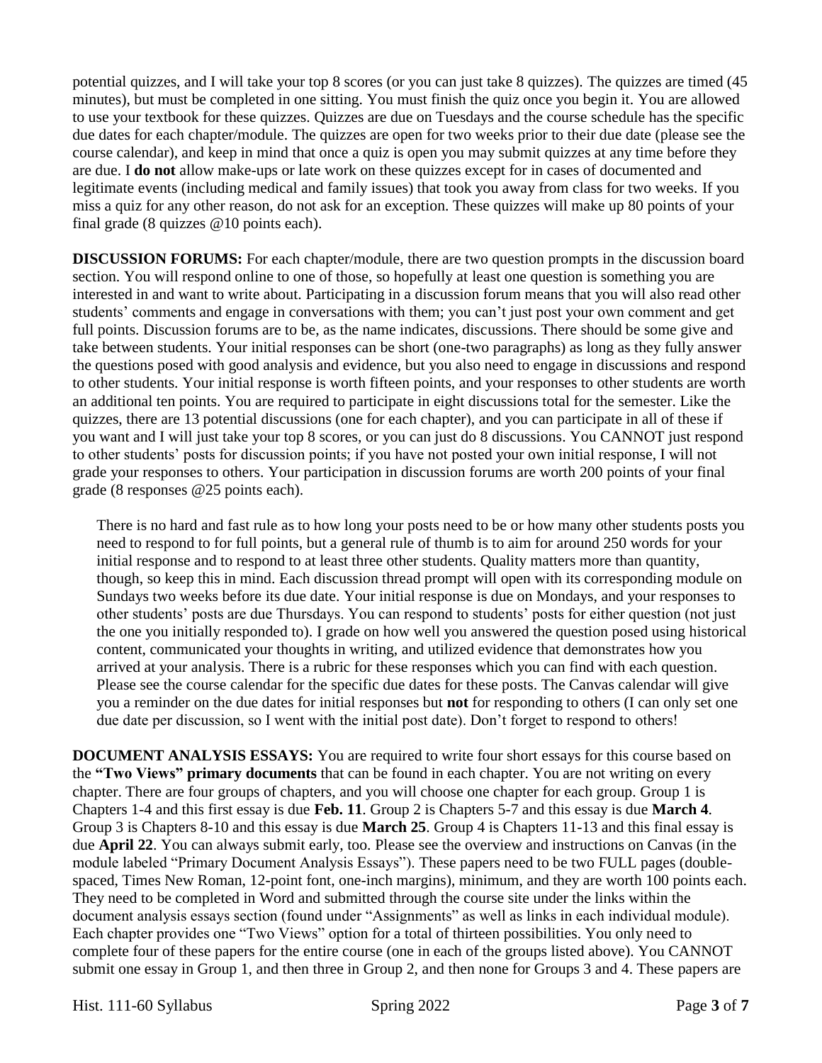potential quizzes, and I will take your top 8 scores (or you can just take 8 quizzes). The quizzes are timed (45 minutes), but must be completed in one sitting. You must finish the quiz once you begin it. You are allowed to use your textbook for these quizzes. Quizzes are due on Tuesdays and the course schedule has the specific due dates for each chapter/module. The quizzes are open for two weeks prior to their due date (please see the course calendar), and keep in mind that once a quiz is open you may submit quizzes at any time before they are due. I **do not** allow make-ups or late work on these quizzes except for in cases of documented and legitimate events (including medical and family issues) that took you away from class for two weeks. If you miss a quiz for any other reason, do not ask for an exception. These quizzes will make up 80 points of your final grade (8 quizzes @10 points each).

**DISCUSSION FORUMS:** For each chapter/module, there are two question prompts in the discussion board section. You will respond online to one of those, so hopefully at least one question is something you are interested in and want to write about. Participating in a discussion forum means that you will also read other students' comments and engage in conversations with them; you can't just post your own comment and get full points. Discussion forums are to be, as the name indicates, discussions. There should be some give and take between students. Your initial responses can be short (one-two paragraphs) as long as they fully answer the questions posed with good analysis and evidence, but you also need to engage in discussions and respond to other students. Your initial response is worth fifteen points, and your responses to other students are worth an additional ten points. You are required to participate in eight discussions total for the semester. Like the quizzes, there are 13 potential discussions (one for each chapter), and you can participate in all of these if you want and I will just take your top 8 scores, or you can just do 8 discussions. You CANNOT just respond to other students' posts for discussion points; if you have not posted your own initial response, I will not grade your responses to others. Your participation in discussion forums are worth 200 points of your final grade (8 responses @25 points each).

> There is no hard and fast rule as to how long your posts need to be or how many other students posts you need to respond to for full points, but a general rule of thumb is to aim for around 250 words for your initial response and to respond to at least three other students. Quality matters more than quantity, though, so keep this in mind. Each discussion thread prompt will open with its corresponding module on Sundays two weeks before its due date. Your initial response is due on Mondays, and your responses to other students' posts are due Thursdays. You can respond to students' posts for either question (not just the one you initially responded to). I grade on how well you answered the question posed using historical content, communicated your thoughts in writing, and utilized evidence that demonstrates how you arrived at your analysis. There is a rubric for these responses which you can find with each question. Please see the course calendar for the specific due dates for these posts. The Canvas calendar will give you a reminder on the due dates for initial responses but **not** for responding to others (I can only set one due date per discussion, so I went with the initial post date). Don't forget to respond to others!

**DOCUMENT ANALYSIS ESSAYS:** You are required to write four short essays for this course based on the **"Two Views" primary documents** that can be found in each chapter. You are not writing on every chapter. There are four groups of chapters, and you will choose one chapter for each group. Group 1 is Chapters 1-4 and this first essay is due **Feb. 11**. Group 2 is Chapters 5-7 and this essay is due **March 4**. Group 3 is Chapters 8-10 and this essay is due **March 25**. Group 4 is Chapters 11-13 and this final essay is due **April 22**. You can always submit early, too. Please see the overview and instructions on Canvas (in the module labeled "Primary Document Analysis Essays"). These papers need to be two FULL pages (double-spaced, Times New Roman, 12-point font, one-inch margins), minimum, and they are worth 100 points each. They need to be completed in Word and submitted through the course site under the links within the document analysis essays section (found under "Assignments" as well as links in each individual module). Each chapter provides one "Two Views" option for a total of thirteen possibilities. You only need to complete four of these papers for the entire course (one in each of the groups listed above). You CANNOT submit one essay in Group 1, and then three in Group 2, and then none for Groups 3 and 4. These papers are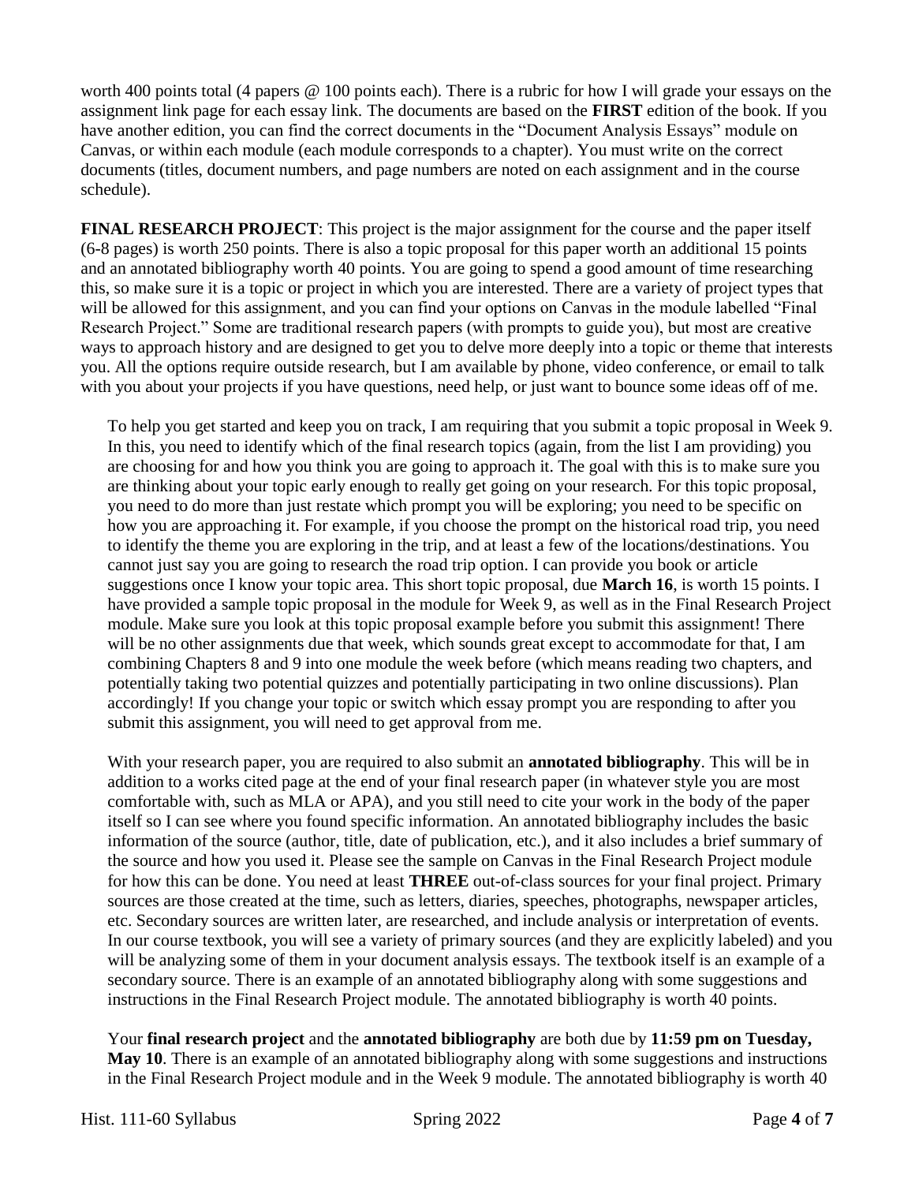worth 400 points total (4 papers @ 100 points each). There is a rubric for how I will grade your essays on the assignment link page for each essay link. The documents are based on the **FIRST** edition of the book. If you have another edition, you can find the correct documents in the "Document Analysis Essays" module on Canvas, or within each module (each module corresponds to a chapter). You must write on the correct documents (titles, document numbers, and page numbers are noted on each assignment and in the course schedule).

**FINAL RESEARCH PROJECT**: This project is the major assignment for the course and the paper itself (6-8 pages) is worth 250 points. There is also a topic proposal for this paper worth an additional 15 points and an annotated bibliography worth 40 points. You are going to spend a good amount of time researching this, so make sure it is a topic or project in which you are interested. There are a variety of project types that will be allowed for this assignment, and you can find your options on Canvas in the module labelled "Final Research Project." Some are traditional research papers (with prompts to guide you), but most are creative ways to approach history and are designed to get you to delve more deeply into a topic or theme that interests you. All the options require outside research, but I am available by phone, video conference, or email to talk with you about your projects if you have questions, need help, or just want to bounce some ideas off of me.

To help you get started and keep you on track, I am requiring that you submit a topic proposal in Week 9. In this, you need to identify which of the final research topics (again, from the list I am providing) you are choosing for and how you think you are going to approach it. The goal with this is to make sure you are thinking about your topic early enough to really get going on your research. For this topic proposal, you need to do more than just restate which prompt you will be exploring; you need to be specific on how you are approaching it. For example, if you choose the prompt on the historical road trip, you need to identify the theme you are exploring in the trip, and at least a few of the locations/destinations. You cannot just say you are going to research the road trip option. I can provide you book or article suggestions once I know your topic area. This short topic proposal, due **March 16**, is worth 15 points. I have provided a sample topic proposal in the module for Week 9, as well as in the Final Research Project module. Make sure you look at this topic proposal example before you submit this assignment! There will be no other assignments due that week, which sounds great except to accommodate for that, I am combining Chapters 8 and 9 into one module the week before (which means reading two chapters, and potentially taking two potential quizzes and potentially participating in two online discussions). Plan accordingly! If you change your topic or switch which essay prompt you are responding to after you submit this assignment, you will need to get approval from me.

With your research paper, you are required to also submit an **annotated bibliography**. This will be in addition to a works cited page at the end of your final research paper (in whatever style you are most comfortable with, such as MLA or APA), and you still need to cite your work in the body of the paper itself so I can see where you found specific information. An annotated bibliography includes the basic information of the source (author, title, date of publication, etc.), and it also includes a brief summary of the source and how you used it. Please see the sample on Canvas in the Final Research Project module for how this can be done. You need at least **THREE** out-of-class sources for your final project. Primary sources are those created at the time, such as letters, diaries, speeches, photographs, newspaper articles, etc. Secondary sources are written later, are researched, and include analysis or interpretation of events. In our course textbook, you will see a variety of primary sources (and they are explicitly labeled) and you will be analyzing some of them in your document analysis essays. The textbook itself is an example of a secondary source. There is an example of an annotated bibliography along with some suggestions and instructions in the Final Research Project module. The annotated bibliography is worth 40 points.

Your **final research project** and the **annotated bibliography** are both due by **11:59 pm on Tuesday, May 10**. There is an example of an annotated bibliography along with some suggestions and instructions in the Final Research Project module and in the Week 9 module. The annotated bibliography is worth 40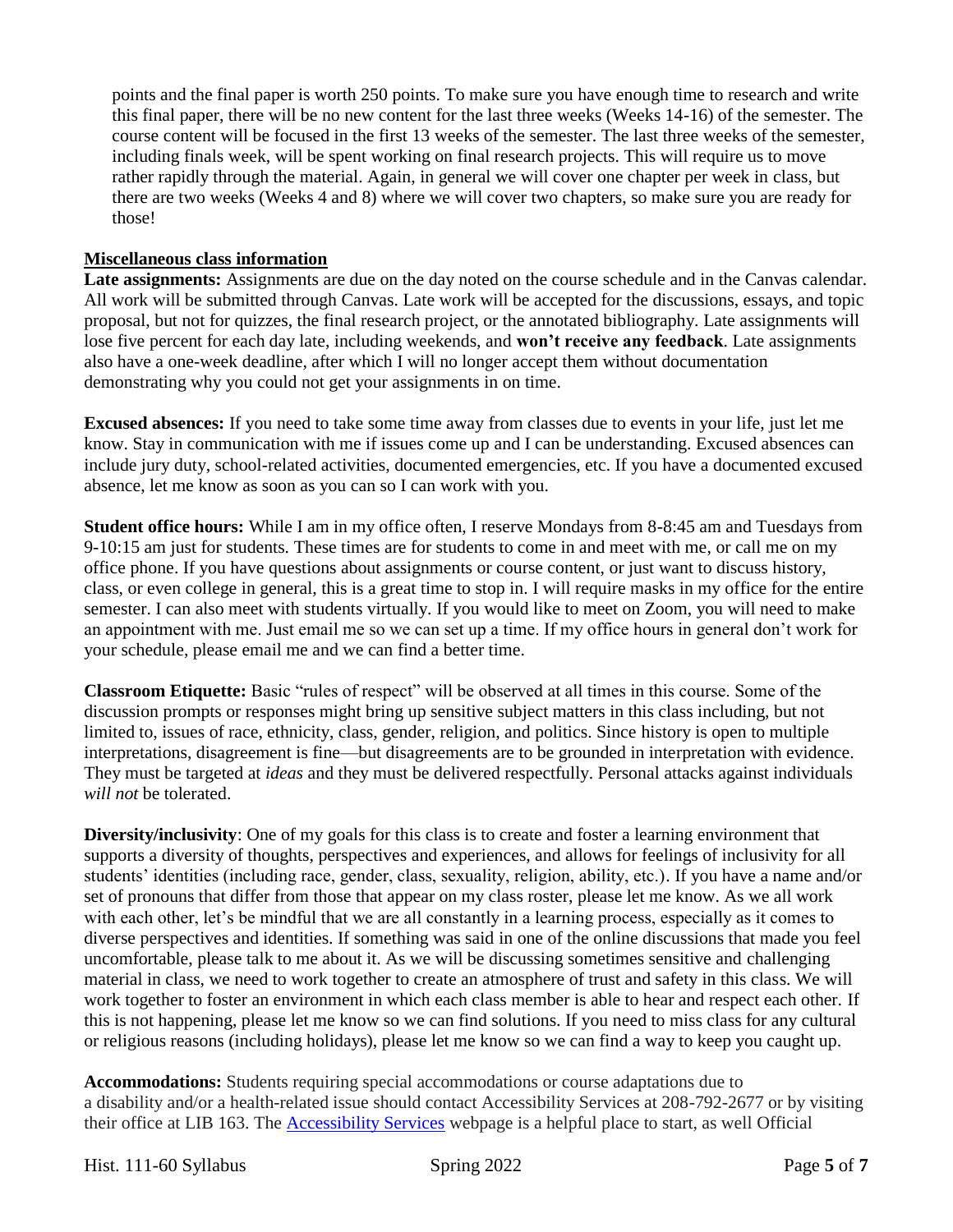points and the final paper is worth 250 points. To make sure you have enough time to research and write this final paper, there will be no new content for the last three weeks (Weeks 14-16) of the semester. The course content will be focused in the first 13 weeks of the semester. The last three weeks of the semester, including finals week, will be spent working on final research projects. This will require us to move rather rapidly through the material. Again, in general we will cover one chapter per week in class, but there are two weeks (Weeks 4 and 8) where we will cover two chapters, so make sure you are ready for those!

## Miscellaneous class information

**Late assignments:** Assignments are due on the day noted on the course schedule and in the Canvas calendar. All work will be submitted through Canvas. Late work will be accepted for the discussions, essays, and topic proposal, but not for quizzes, the final research project, or the annotated bibliography. Late assignments will lose five percent for each day late, including weekends, and **won't receive any feedback**. Late assignments also have a one-week deadline, after which I will no longer accept them without documentation demonstrating why you could not get your assignments in on time.

**Excused absences:** If you need to take some time away from classes due to events in your life, just let me know. Stay in communication with me if issues come up and I can be understanding. Excused absences can include jury duty, school-related activities, documented emergencies, etc. If you have a documented excused absence, let me know as soon as you can so I can work with you.

**Student office hours:** While I am in my office often, I reserve Mondays from 8-8:45 am and Tuesdays from 9-10:15 am just for students. These times are for students to come in and meet with me, or call me on my office phone. If you have questions about assignments or course content, or just want to discuss history, class, or even college in general, this is a great time to stop in. I will require masks in my office for the entire semester. I can also meet with students virtually. If you would like to meet on Zoom, you will need to make an appointment with me. Just email me so we can set up a time. If my office hours in general don't work for your schedule, please email me and we can find a better time.

**Classroom Etiquette:** Basic "rules of respect" will be observed at all times in this course. Some of the discussion prompts or responses might bring up sensitive subject matters in this class including, but not limited to, issues of race, ethnicity, class, gender, religion, and politics. Since history is open to multiple interpretations, disagreement is fine—but disagreements are to be grounded in interpretation with evidence. They must be targeted at *ideas* and they must be delivered respectfully. Personal attacks against individuals *will not* be tolerated.

**Diversity/inclusivity**: One of my goals for this class is to create and foster a learning environment that supports a diversity of thoughts, perspectives and experiences, and allows for feelings of inclusivity for all students' identities (including race, gender, class, sexuality, religion, ability, etc.). If you have a name and/or set of pronouns that differ from those that appear on my class roster, please let me know. As we all work with each other, let's be mindful that we are all constantly in a learning process, especially as it comes to diverse perspectives and identities. If something was said in one of the online discussions that made you feel uncomfortable, please talk to me about it. As we will be discussing sometimes sensitive and challenging material in class, we need to work together to create an atmosphere of trust and safety in this class. We will work together to foster an environment in which each class member is able to hear and respect each other. If this is not happening, please let me know so we can find solutions. If you need to miss class for any cultural or religious reasons (including holidays), please let me know so we can find a way to keep you caught up.

**Accommodations:** Students requiring special accommodations or course adaptations due to a disability and/or a health-related issue should contact Accessibility Services at 208-792-2677 or by visiting their office at LIB 163. The [Accessibility Services] webpage is a helpful place to start, as well Official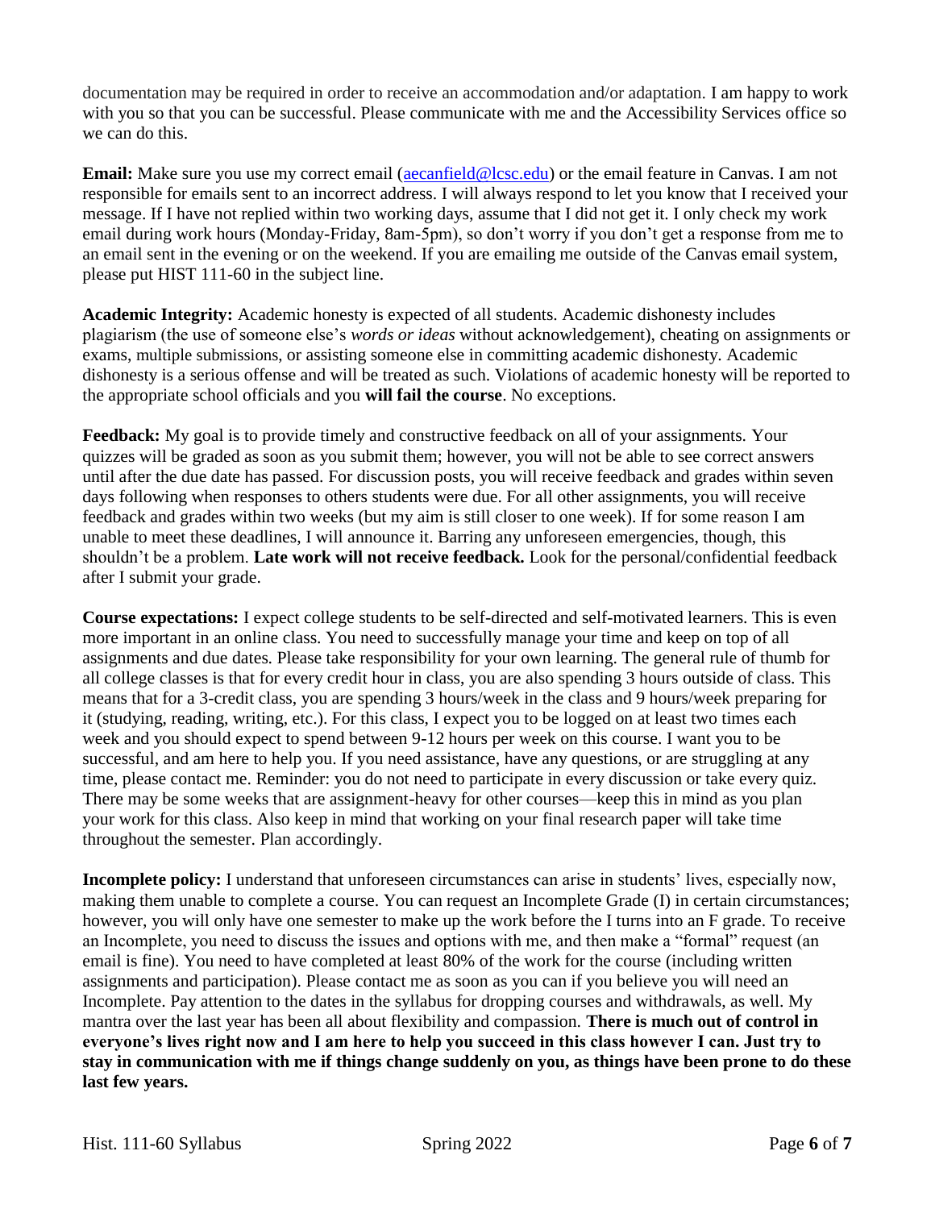documentation may be required in order to receive an accommodation and/or adaptation. I am happy to work with you so that you can be successful. Please communicate with me and the Accessibility Services office so we can do this.

**Email:** Make sure you use my correct email (aecanfield@lcsc.edu) or the email feature in Canvas. I am not responsible for emails sent to an incorrect address. I will always respond to let you know that I received your message. If I have not replied within two working days, assume that I did not get it. I only check my work email during work hours (Monday-Friday, 8am-5pm), so don't worry if you don't get a response from me to an email sent in the evening or on the weekend. If you are emailing me outside of the Canvas email system, please put HIST 111-60 in the subject line.

**Academic Integrity:** Academic honesty is expected of all students. Academic dishonesty includes plagiarism (the use of someone else's *words or ideas* without acknowledgement), cheating on assignments or exams, multiple submissions, or assisting someone else in committing academic dishonesty. Academic dishonesty is a serious offense and will be treated as such. Violations of academic honesty will be reported to the appropriate school officials and you **will fail the course**. No exceptions.

**Feedback:** My goal is to provide timely and constructive feedback on all of your assignments. Your quizzes will be graded as soon as you submit them; however, you will not be able to see correct answers until after the due date has passed. For discussion posts, you will receive feedback and grades within seven days following when responses to others students were due. For all other assignments, you will receive feedback and grades within two weeks (but my aim is still closer to one week). If for some reason I am unable to meet these deadlines, I will announce it. Barring any unforeseen emergencies, though, this shouldn't be a problem. **Late work will not receive feedback.** Look for the personal/confidential feedback after I submit your grade.

**Course expectations:** I expect college students to be self-directed and self-motivated learners. This is even more important in an online class. You need to successfully manage your time and keep on top of all assignments and due dates. Please take responsibility for your own learning. The general rule of thumb for all college classes is that for every credit hour in class, you are also spending 3 hours outside of class. This means that for a 3-credit class, you are spending 3 hours/week in the class and 9 hours/week preparing for it (studying, reading, writing, etc.). For this class, I expect you to be logged on at least two times each week and you should expect to spend between 9-12 hours per week on this course. I want you to be successful, and am here to help you. If you need assistance, have any questions, or are struggling at any time, please contact me. Reminder: you do not need to participate in every discussion or take every quiz. There may be some weeks that are assignment-heavy for other courses—keep this in mind as you plan your work for this class. Also keep in mind that working on your final research paper will take time throughout the semester. Plan accordingly.

**Incomplete policy:** I understand that unforeseen circumstances can arise in students' lives, especially now, making them unable to complete a course. You can request an Incomplete Grade (I) in certain circumstances; however, you will only have one semester to make up the work before the I turns into an F grade. To receive an Incomplete, you need to discuss the issues and options with me, and then make a "formal" request (an email is fine). You need to have completed at least 80% of the work for the course (including written assignments and participation). Please contact me as soon as you can if you believe you will need an Incomplete. Pay attention to the dates in the syllabus for dropping courses and withdrawals, as well. My mantra over the last year has been all about flexibility and compassion. **There is much out of control in everyone's lives right now and I am here to help you succeed in this class however I can. Just try to stay in communication with me if things change suddenly on you, as things have been prone to do these last few years.**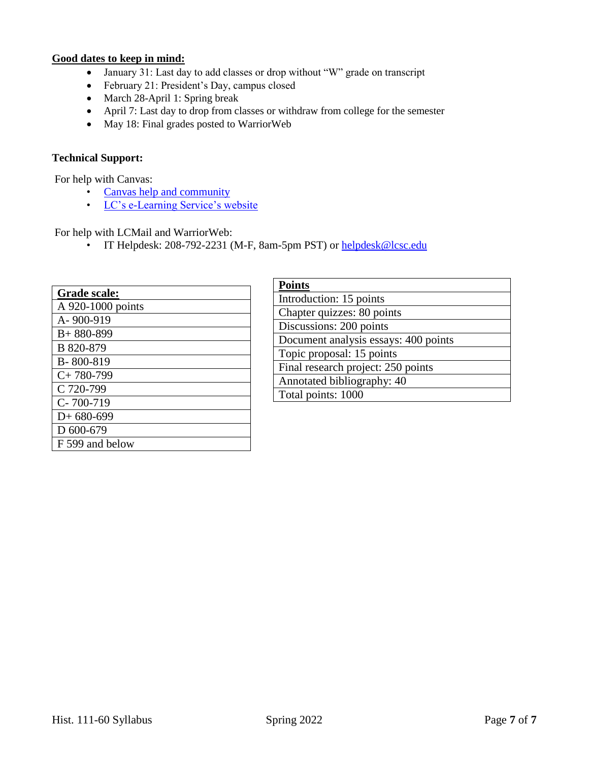**<u>Good dates to keep in mind:</u>**

- January 31: Last day to add classes or drop without "W" grade on transcript
- February 21: President's Day, campus closed
- March 28-April 1: Spring break
- April 7: Last day to drop from classes or withdraw from college for the semester
- May 18: Final grades posted to WarriorWeb

**Technical Support:**

For help with Canvas:

- Canvas help and community
- LC's e-Learning Service's website

For help with LCMail and WarriorWeb:

- IT Helpdesk: 208-792-2231 (M-F, 8am-5pm PST) or helpdesk@lcsc.edu

| Grade scale: |
|---|
| A 920-1000 points |
| A- 900-919 |
| B+ 880-899 |
| B 820-879 |
| B- 800-819 |
| C+ 780-799 |
| C 720-799 |
| C- 700-719 |
| D+ 680-699 |
| D 600-679 |
| F 599 and below |

| Points |
|---|
| Introduction: 15 points |
| Chapter quizzes: 80 points |
| Discussions: 200 points |
| Document analysis essays: 400 points |
| Topic proposal: 15 points |
| Final research project: 250 points |
| Annotated bibliography: 40 |
| Total points: 1000 |